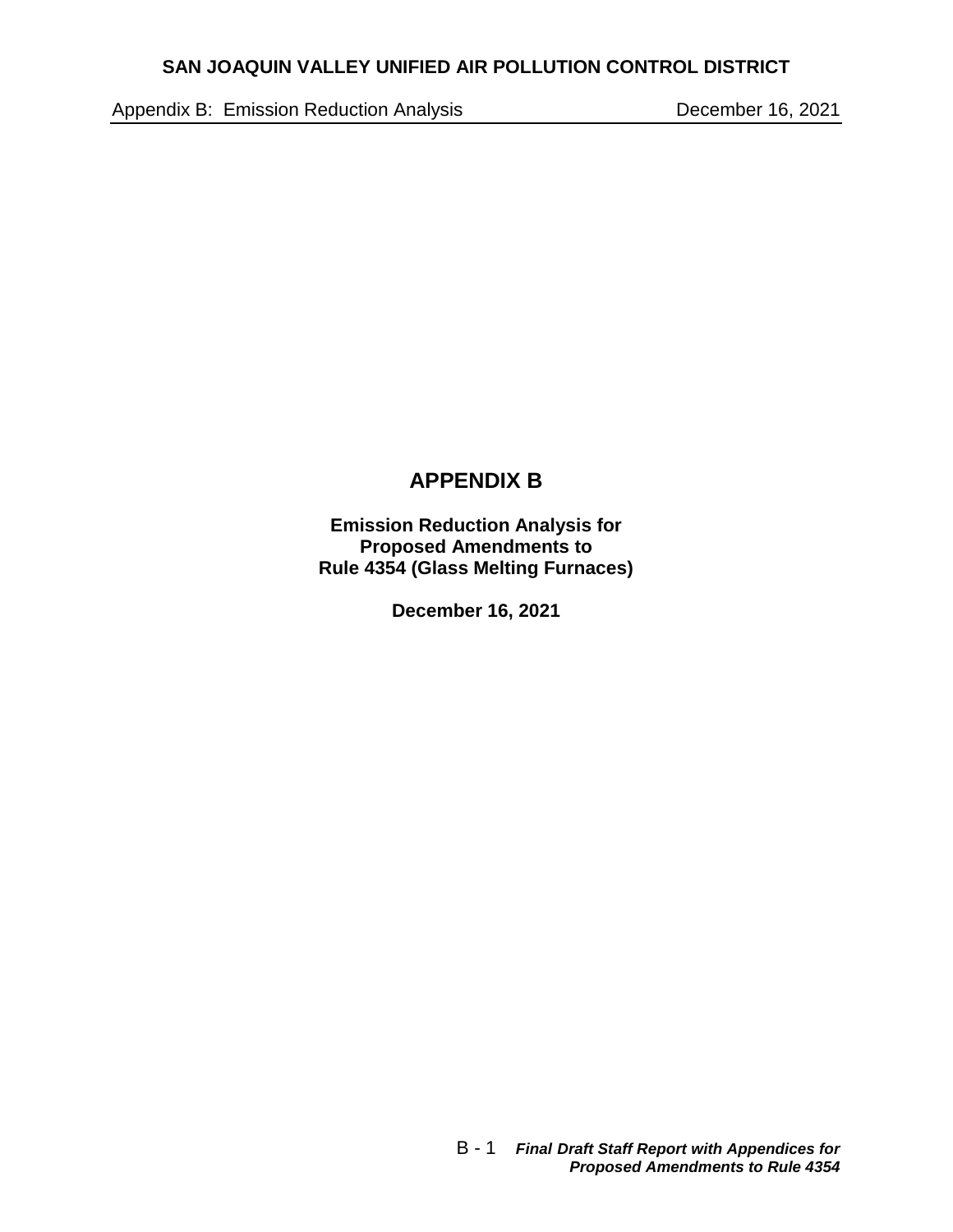# APPENDIX B

**Emission Reduction Analysis for Proposed Amendments to Rule 4354 (Glass Melting Furnaces)**

**December 16, 2021**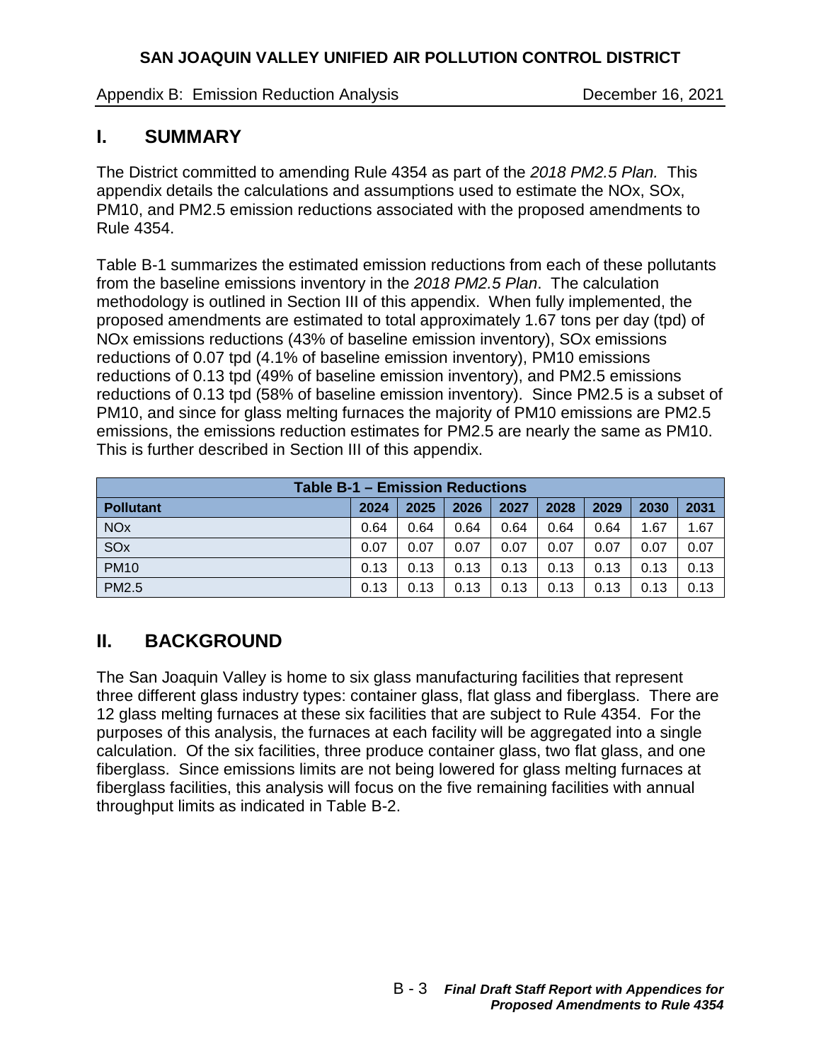## I. SUMMARY

The District committed to amending Rule 4354 as part of the *2018 PM2.5 Plan.* This appendix details the calculations and assumptions used to estimate the NOx, SOx, PM10, and PM2.5 emission reductions associated with the proposed amendments to Rule 4354.

Table B-1 summarizes the estimated emission reductions from each of these pollutants from the baseline emissions inventory in the *2018 PM2.5 Plan*. The calculation methodology is outlined in Section III of this appendix. When fully implemented, the proposed amendments are estimated to total approximately 1.67 tons per day (tpd) of NOx emissions reductions (43% of baseline emission inventory), SOx emissions reductions of 0.07 tpd (4.1% of baseline emission inventory), PM10 emissions reductions of 0.13 tpd (49% of baseline emission inventory), and PM2.5 emissions reductions of 0.13 tpd (58% of baseline emission inventory). Since PM2.5 is a subset of PM10, and since for glass melting furnaces the majority of PM10 emissions are PM2.5 emissions, the emissions reduction estimates for PM2.5 are nearly the same as PM10. This is further described in Section III of this appendix.

| Table B-1 – Emission Reductions | | | | | | | | |
|---|---|---|---|---|---|---|---|---|
| **Pollutant** | **2024** | **2025** | **2026** | **2027** | **2028** | **2029** | **2030** | **2031** |
| NOx | 0.64 | 0.64 | 0.64 | 0.64 | 0.64 | 0.64 | 1.67 | 1.67 |
| SOx | 0.07 | 0.07 | 0.07 | 0.07 | 0.07 | 0.07 | 0.07 | 0.07 |
| PM10 | 0.13 | 0.13 | 0.13 | 0.13 | 0.13 | 0.13 | 0.13 | 0.13 |
| PM2.5 | 0.13 | 0.13 | 0.13 | 0.13 | 0.13 | 0.13 | 0.13 | 0.13 |

## II. BACKGROUND

The San Joaquin Valley is home to six glass manufacturing facilities that represent three different glass industry types: container glass, flat glass and fiberglass. There are 12 glass melting furnaces at these six facilities that are subject to Rule 4354. For the purposes of this analysis, the furnaces at each facility will be aggregated into a single calculation. Of the six facilities, three produce container glass, two flat glass, and one fiberglass. Since emissions limits are not being lowered for glass melting furnaces at fiberglass facilities, this analysis will focus on the five remaining facilities with annual throughput limits as indicated in Table B-2.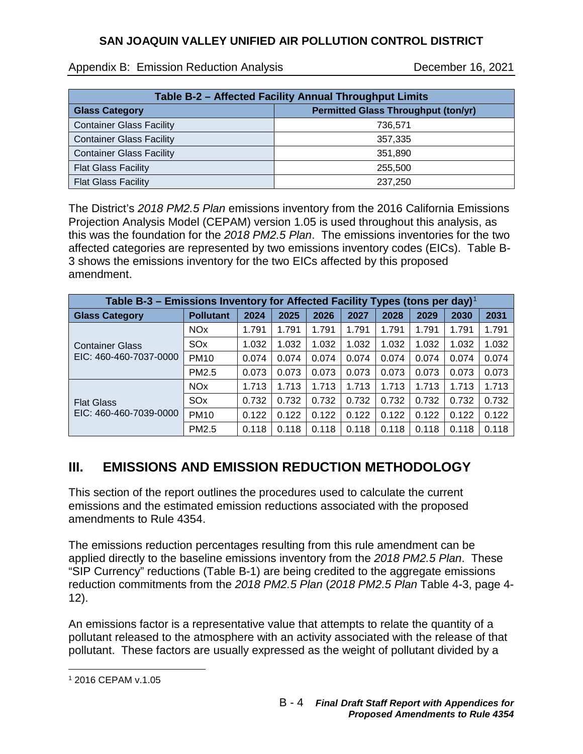| Table B-2 – Affected Facility Annual Throughput Limits | |
|---|---|
| **Glass Category** | **Permitted Glass Throughput (ton/yr)** |
| Container Glass Facility | 736,571 |
| Container Glass Facility | 357,335 |
| Container Glass Facility | 351,890 |
| Flat Glass Facility | 255,500 |
| Flat Glass Facility | 237,250 |

The District's *2018 PM2.5 Plan* emissions inventory from the 2016 California Emissions Projection Analysis Model (CEPAM) version 1.05 is used throughout this analysis, as this was the foundation for the *2018 PM2.5 Plan*. The emissions inventories for the two affected categories are represented by two emissions inventory codes (EICs). Table B-3 shows the emissions inventory for the two EICs affected by this proposed amendment.

| Table B-3 – Emissions Inventory for Affected Facility Types (tons per day)[1] | | | | | | | | | |
|---|---|---|---|---|---|---|---|---|---|
| **Glass Category** | **Pollutant** | **2024** | **2025** | **2026** | **2027** | **2028** | **2029** | **2030** | **2031** |
| Container Glass EIC: 460-460-7037-0000 | NOx | 1.791 | 1.791 | 1.791 | 1.791 | 1.791 | 1.791 | 1.791 | 1.791 |
| | SOx | 1.032 | 1.032 | 1.032 | 1.032 | 1.032 | 1.032 | 1.032 | 1.032 |
| | PM10 | 0.074 | 0.074 | 0.074 | 0.074 | 0.074 | 0.074 | 0.074 | 0.074 |
| | PM2.5 | 0.073 | 0.073 | 0.073 | 0.073 | 0.073 | 0.073 | 0.073 | 0.073 |
| Flat Glass EIC: 460-460-7039-0000 | NOx | 1.713 | 1.713 | 1.713 | 1.713 | 1.713 | 1.713 | 1.713 | 1.713 |
| | SOx | 0.732 | 0.732 | 0.732 | 0.732 | 0.732 | 0.732 | 0.732 | 0.732 |
| | PM10 | 0.122 | 0.122 | 0.122 | 0.122 | 0.122 | 0.122 | 0.122 | 0.122 |
| | PM2.5 | 0.118 | 0.118 | 0.118 | 0.118 | 0.118 | 0.118 | 0.118 | 0.118 |

## III. EMISSIONS AND EMISSION REDUCTION METHODOLOGY

This section of the report outlines the procedures used to calculate the current emissions and the estimated emission reductions associated with the proposed amendments to Rule 4354.

The emissions reduction percentages resulting from this rule amendment can be applied directly to the baseline emissions inventory from the *2018 PM2.5 Plan*. These "SIP Currency" reductions (Table B-1) are being credited to the aggregate emissions reduction commitments from the *2018 PM2.5 Plan* (*2018 PM2.5 Plan* Table 4-3, page 4-12).

An emissions factor is a representative value that attempts to relate the quantity of a pollutant released to the atmosphere with an activity associated with the release of that pollutant. These factors are usually expressed as the weight of pollutant divided by a

[1] 2016 CEPAM v.1.05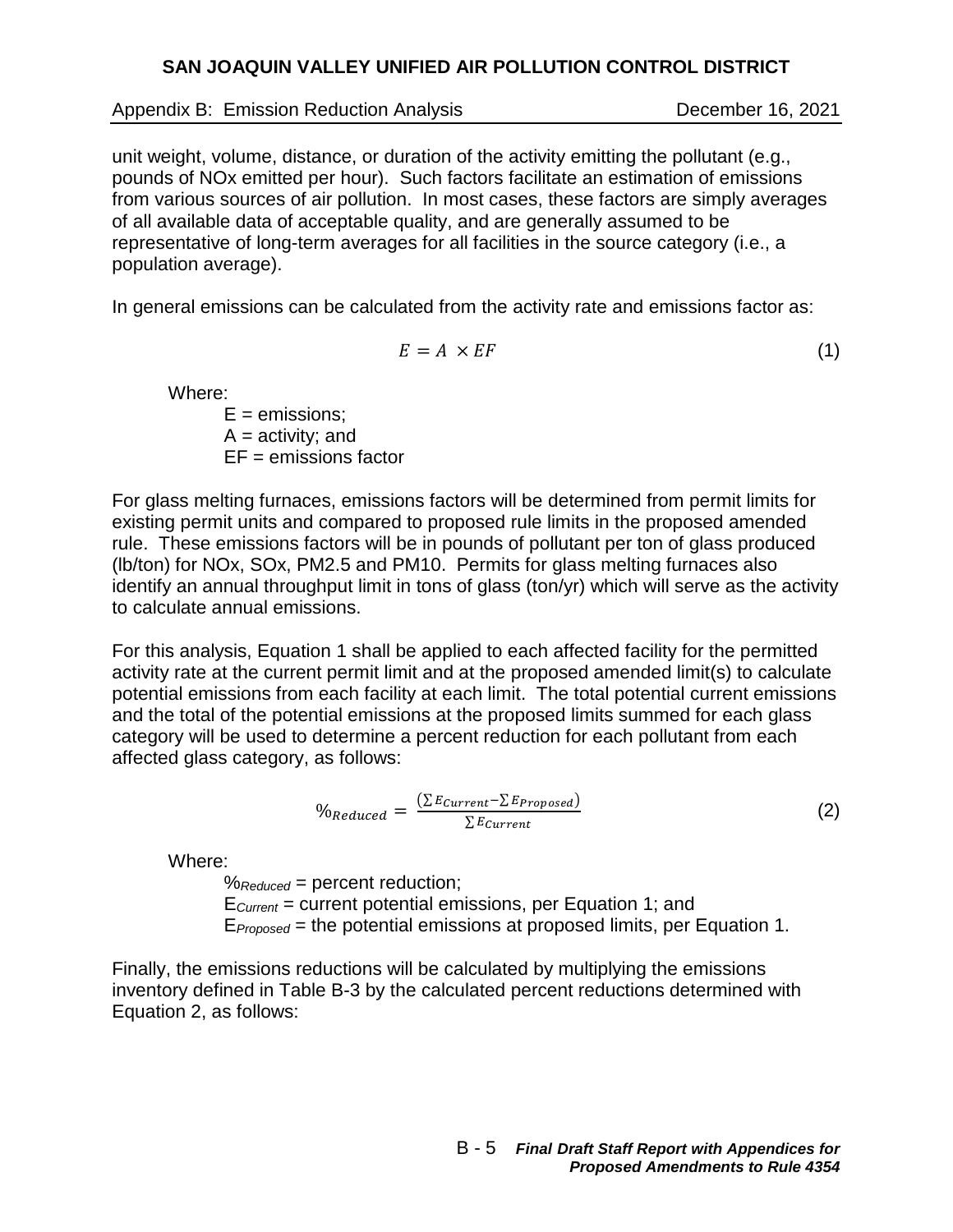unit weight, volume, distance, or duration of the activity emitting the pollutant (e.g., pounds of NOx emitted per hour). Such factors facilitate an estimation of emissions from various sources of air pollution. In most cases, these factors are simply averages of all available data of acceptable quality, and are generally assumed to be representative of long-term averages for all facilities in the source category (i.e., a population average).

In general emissions can be calculated from the activity rate and emissions factor as:

$$E = A \times EF \tag{1}$$

Where:

E = emissions;
A = activity; and
EF = emissions factor

For glass melting furnaces, emissions factors will be determined from permit limits for existing permit units and compared to proposed rule limits in the proposed amended rule. These emissions factors will be in pounds of pollutant per ton of glass produced (lb/ton) for NOx, SOx, PM2.5 and PM10. Permits for glass melting furnaces also identify an annual throughput limit in tons of glass (ton/yr) which will serve as the activity to calculate annual emissions.

For this analysis, Equation 1 shall be applied to each affected facility for the permitted activity rate at the current permit limit and at the proposed amended limit(s) to calculate potential emissions from each facility at each limit. The total potential current emissions and the total of the potential emissions at the proposed limits summed for each glass category will be used to determine a percent reduction for each pollutant from each affected glass category, as follows:

$$\%_{Reduced} = \frac{\left(\sum E_{Current} - \sum E_{Proposed}\right)}{\sum E_{Current}} \tag{2}$$

Where:

$\%_{Reduced}$ = percent reduction;
$E_{Current}$ = current potential emissions, per Equation 1; and
$E_{Proposed}$ = the potential emissions at proposed limits, per Equation 1.

Finally, the emissions reductions will be calculated by multiplying the emissions inventory defined in Table B-3 by the calculated percent reductions determined with Equation 2, as follows: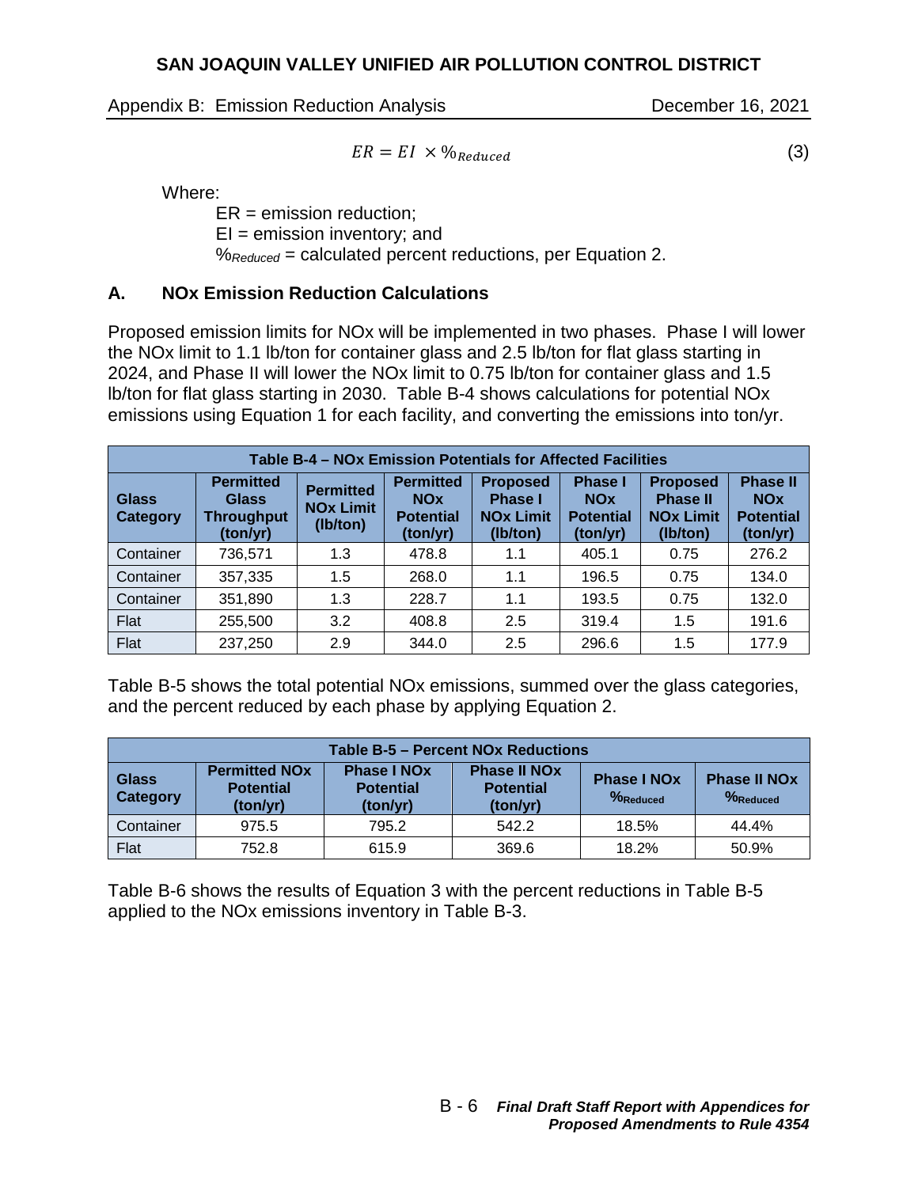$$ER = EI \times \%_{Reduced} \quad (3)$$

Where:

- ER = emission reduction;
- EI = emission inventory; and
- $\%_{Reduced}$ = calculated percent reductions, per Equation 2.

## A. NOx Emission Reduction Calculations

Proposed emission limits for NOx will be implemented in two phases. Phase I will lower the NOx limit to 1.1 lb/ton for container glass and 2.5 lb/ton for flat glass starting in 2024, and Phase II will lower the NOx limit to 0.75 lb/ton for container glass and 1.5 lb/ton for flat glass starting in 2030. Table B-4 shows calculations for potential NOx emissions using Equation 1 for each facility, and converting the emissions into ton/yr.

**Table B-4 – NOx Emission Potentials for Affected Facilities**

| Glass Category | Permitted Glass Throughput (ton/yr) | Permitted NOx Limit (lb/ton) | Permitted NOx Potential (ton/yr) | Proposed Phase I NOx Limit (lb/ton) | Phase I NOx Potential (ton/yr) | Proposed Phase II NOx Limit (lb/ton) | Phase II NOx Potential (ton/yr) |
|---|---|---|---|---|---|---|---|
| Container | 736,571 | 1.3 | 478.8 | 1.1 | 405.1 | 0.75 | 276.2 |
| Container | 357,335 | 1.5 | 268.0 | 1.1 | 196.5 | 0.75 | 134.0 |
| Container | 351,890 | 1.3 | 228.7 | 1.1 | 193.5 | 0.75 | 132.0 |
| Flat | 255,500 | 3.2 | 408.8 | 2.5 | 319.4 | 1.5 | 191.6 |
| Flat | 237,250 | 2.9 | 344.0 | 2.5 | 296.6 | 1.5 | 177.9 |

Table B-5 shows the total potential NOx emissions, summed over the glass categories, and the percent reduced by each phase by applying Equation 2.

**Table B-5 – Percent NOx Reductions**

| Glass Category | Permitted NOx Potential (ton/yr) | Phase I NOx Potential (ton/yr) | Phase II NOx Potential (ton/yr) | Phase I NOx $\%_{Reduced}$ | Phase II NOx $\%_{Reduced}$ |
|---|---|---|---|---|---|
| Container | 975.5 | 795.2 | 542.2 | 18.5% | 44.4% |
| Flat | 752.8 | 615.9 | 369.6 | 18.2% | 50.9% |

Table B-6 shows the results of Equation 3 with the percent reductions in Table B-5 applied to the NOx emissions inventory in Table B-3.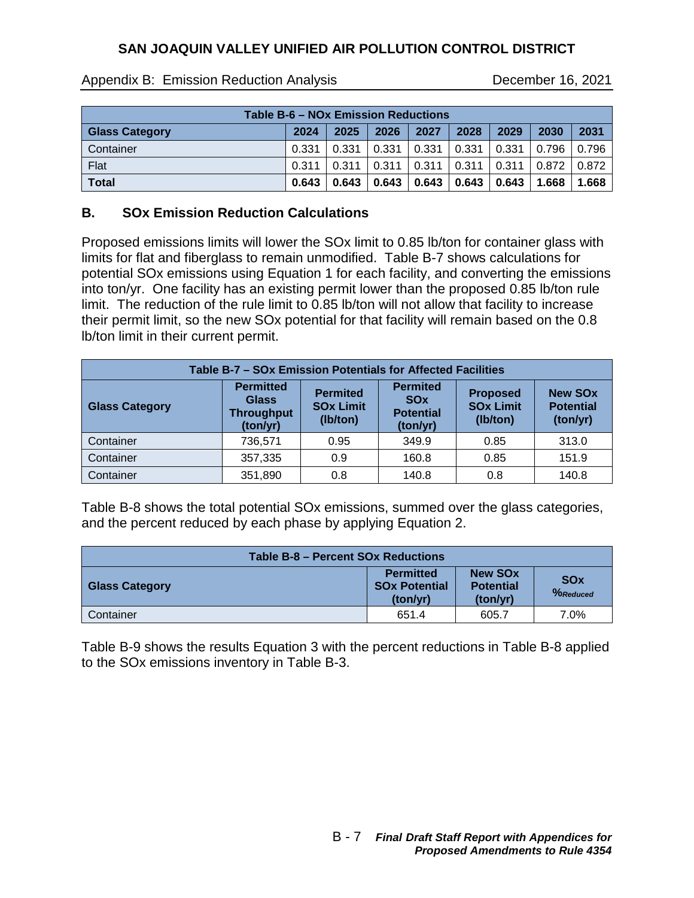| Table B-6 – NOx Emission Reductions | | | | | | | | |
|---|---|---|---|---|---|---|---|---|
| **Glass Category** | **2024** | **2025** | **2026** | **2027** | **2028** | **2029** | **2030** | **2031** |
| Container | 0.331 | 0.331 | 0.331 | 0.331 | 0.331 | 0.331 | 0.796 | 0.796 |
| Flat | 0.311 | 0.311 | 0.311 | 0.311 | 0.311 | 0.311 | 0.872 | 0.872 |
| **Total** | **0.643** | **0.643** | **0.643** | **0.643** | **0.643** | **0.643** | **1.668** | **1.668** |

## B. SOx Emission Reduction Calculations

Proposed emissions limits will lower the SOx limit to 0.85 lb/ton for container glass with limits for flat and fiberglass to remain unmodified. Table B-7 shows calculations for potential SOx emissions using Equation 1 for each facility, and converting the emissions into ton/yr. One facility has an existing permit lower than the proposed 0.85 lb/ton rule limit. The reduction of the rule limit to 0.85 lb/ton will not allow that facility to increase their permit limit, so the new SOx potential for that facility will remain based on the 0.8 lb/ton limit in their current permit.

| Table B-7 – SOx Emission Potentials for Affected Facilities | | | | | |
|---|---|---|---|---|---|
| **Glass Category** | **Permitted Glass Throughput (ton/yr)** | **Permited SOx Limit (lb/ton)** | **Permited SOx Potential (ton/yr)** | **Proposed SOx Limit (lb/ton)** | **New SOx Potential (ton/yr)** |
| Container | 736,571 | 0.95 | 349.9 | 0.85 | 313.0 |
| Container | 357,335 | 0.9 | 160.8 | 0.85 | 151.9 |
| Container | 351,890 | 0.8 | 140.8 | 0.8 | 140.8 |

Table B-8 shows the total potential SOx emissions, summed over the glass categories, and the percent reduced by each phase by applying Equation 2.

| Table B-8 – Percent SOx Reductions | | | |
|---|---|---|---|
| **Glass Category** | **Permitted SOx Potential (ton/yr)** | **New SOx Potential (ton/yr)** | **SOx $\%_{Reduced}$** |
| Container | 651.4 | 605.7 | 7.0% |

Table B-9 shows the results Equation 3 with the percent reductions in Table B-8 applied to the SOx emissions inventory in Table B-3.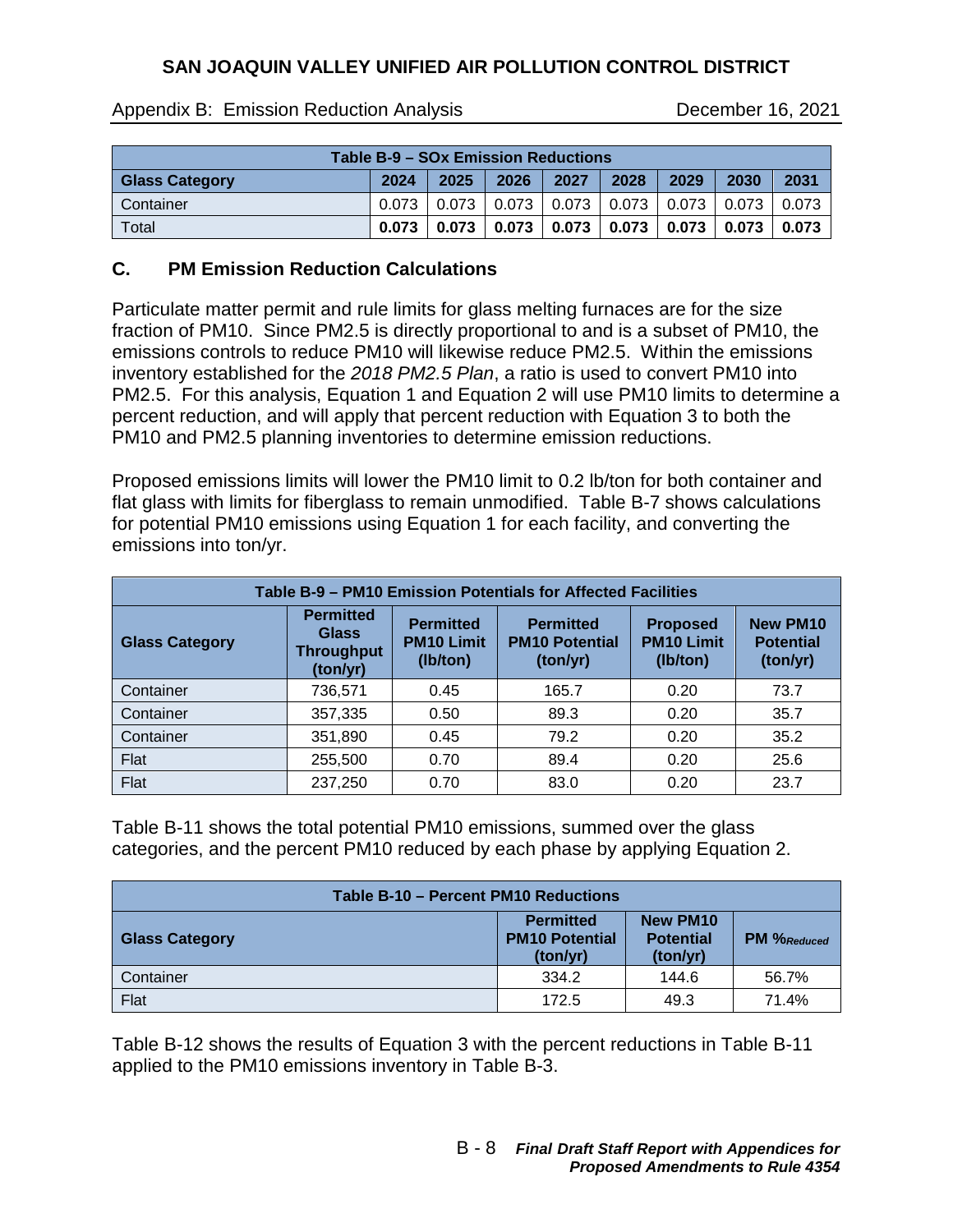| Table B-9 – SOx Emission Reductions | | | | | | | | |
|---|---|---|---|---|---|---|---|---|
| **Glass Category** | **2024** | **2025** | **2026** | **2027** | **2028** | **2029** | **2030** | **2031** |
| Container | 0.073 | 0.073 | 0.073 | 0.073 | 0.073 | 0.073 | 0.073 | 0.073 |
| Total | **0.073** | **0.073** | **0.073** | **0.073** | **0.073** | **0.073** | **0.073** | **0.073** |

## C. PM Emission Reduction Calculations

Particulate matter permit and rule limits for glass melting furnaces are for the size fraction of PM10. Since PM2.5 is directly proportional to and is a subset of PM10, the emissions controls to reduce PM10 will likewise reduce PM2.5. Within the emissions inventory established for the *2018 PM2.5 Plan*, a ratio is used to convert PM10 into PM2.5. For this analysis, Equation 1 and Equation 2 will use PM10 limits to determine a percent reduction, and will apply that percent reduction with Equation 3 to both the PM10 and PM2.5 planning inventories to determine emission reductions.

Proposed emissions limits will lower the PM10 limit to 0.2 lb/ton for both container and flat glass with limits for fiberglass to remain unmodified. Table B-7 shows calculations for potential PM10 emissions using Equation 1 for each facility, and converting the emissions into ton/yr.

| Table B-9 – PM10 Emission Potentials for Affected Facilities | | | | | |
|---|---|---|---|---|---|
| **Glass Category** | **Permitted Glass Throughput (ton/yr)** | **Permitted PM10 Limit (lb/ton)** | **Permitted PM10 Potential (ton/yr)** | **Proposed PM10 Limit (lb/ton)** | **New PM10 Potential (ton/yr)** |
| Container | 736,571 | 0.45 | 165.7 | 0.20 | 73.7 |
| Container | 357,335 | 0.50 | 89.3 | 0.20 | 35.7 |
| Container | 351,890 | 0.45 | 79.2 | 0.20 | 35.2 |
| Flat | 255,500 | 0.70 | 89.4 | 0.20 | 25.6 |
| Flat | 237,250 | 0.70 | 83.0 | 0.20 | 23.7 |

Table B-11 shows the total potential PM10 emissions, summed over the glass categories, and the percent PM10 reduced by each phase by applying Equation 2.

| Table B-10 – Percent PM10 Reductions | | | |
|---|---|---|---|
| **Glass Category** | **Permitted PM10 Potential (ton/yr)** | **New PM10 Potential (ton/yr)** | **PM $\%_{Reduced}$** |
| Container | 334.2 | 144.6 | 56.7% |
| Flat | 172.5 | 49.3 | 71.4% |

Table B-12 shows the results of Equation 3 with the percent reductions in Table B-11 applied to the PM10 emissions inventory in Table B-3.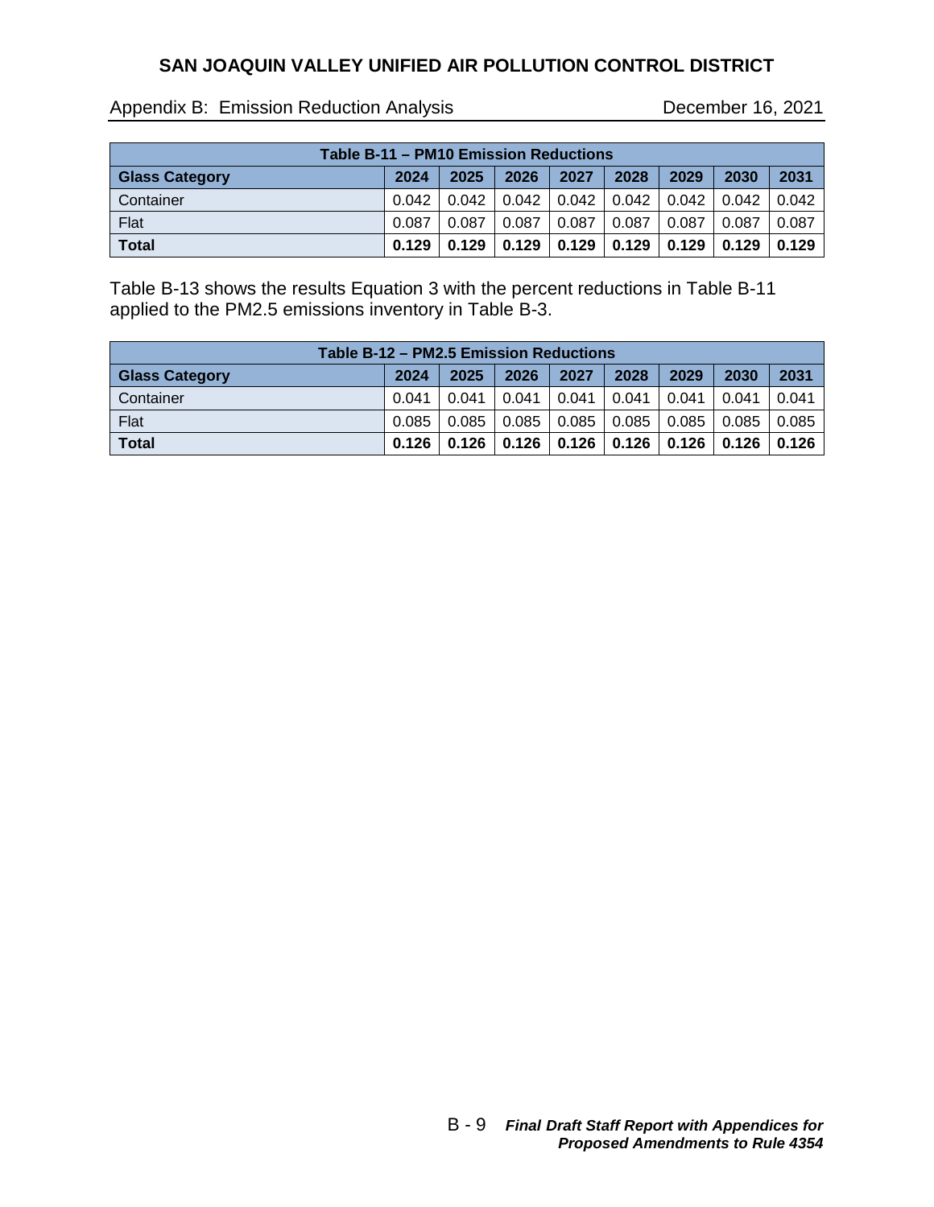| Table B-11 – PM10 Emission Reductions | | | | | | | | |
|---|---|---|---|---|---|---|---|---|
| **Glass Category** | **2024** | **2025** | **2026** | **2027** | **2028** | **2029** | **2030** | **2031** |
| Container | 0.042 | 0.042 | 0.042 | 0.042 | 0.042 | 0.042 | 0.042 | 0.042 |
| Flat | 0.087 | 0.087 | 0.087 | 0.087 | 0.087 | 0.087 | 0.087 | 0.087 |
| **Total** | **0.129** | **0.129** | **0.129** | **0.129** | **0.129** | **0.129** | **0.129** | **0.129** |

Table B-13 shows the results Equation 3 with the percent reductions in Table B-11 applied to the PM2.5 emissions inventory in Table B-3.

| Table B-12 – PM2.5 Emission Reductions | | | | | | | | |
|---|---|---|---|---|---|---|---|---|
| **Glass Category** | **2024** | **2025** | **2026** | **2027** | **2028** | **2029** | **2030** | **2031** |
| Container | 0.041 | 0.041 | 0.041 | 0.041 | 0.041 | 0.041 | 0.041 | 0.041 |
| Flat | 0.085 | 0.085 | 0.085 | 0.085 | 0.085 | 0.085 | 0.085 | 0.085 |
| **Total** | **0.126** | **0.126** | **0.126** | **0.126** | **0.126** | **0.126** | **0.126** | **0.126** |